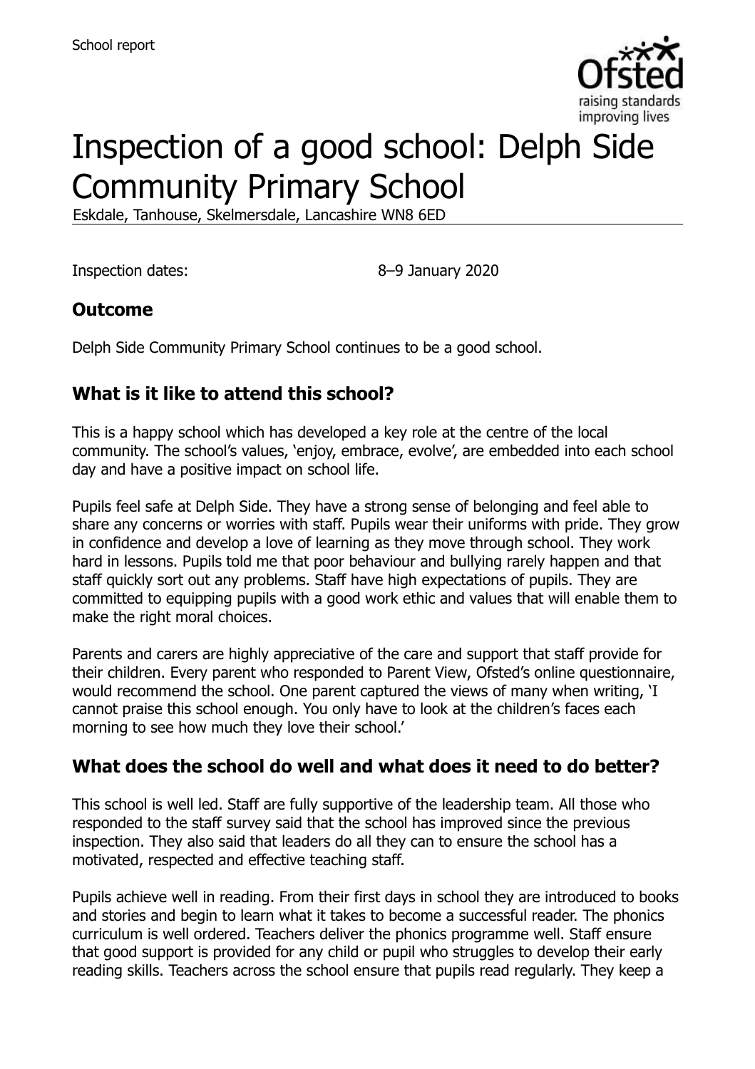School report

# Inspection of a good school: Delph Side Community Primary School

Eskdale, Tanhouse, Skelmersdale, Lancashire WN8 6ED

Inspection dates: 8–9 January 2020

## Outcome

Delph Side Community Primary School continues to be a good school.

## What is it like to attend this school?

This is a happy school which has developed a key role at the centre of the local community. The school's values, 'enjoy, embrace, evolve', are embedded into each school day and have a positive impact on school life.

Pupils feel safe at Delph Side. They have a strong sense of belonging and feel able to share any concerns or worries with staff. Pupils wear their uniforms with pride. They grow in confidence and develop a love of learning as they move through school. They work hard in lessons. Pupils told me that poor behaviour and bullying rarely happen and that staff quickly sort out any problems. Staff have high expectations of pupils. They are committed to equipping pupils with a good work ethic and values that will enable them to make the right moral choices.

Parents and carers are highly appreciative of the care and support that staff provide for their children. Every parent who responded to Parent View, Ofsted's online questionnaire, would recommend the school. One parent captured the views of many when writing, 'I cannot praise this school enough. You only have to look at the children's faces each morning to see how much they love their school.'

## What does the school do well and what does it need to do better?

This school is well led. Staff are fully supportive of the leadership team. All those who responded to the staff survey said that the school has improved since the previous inspection. They also said that leaders do all they can to ensure the school has a motivated, respected and effective teaching staff.

Pupils achieve well in reading. From their first days in school they are introduced to books and stories and begin to learn what it takes to become a successful reader. The phonics curriculum is well ordered. Teachers deliver the phonics programme well. Staff ensure that good support is provided for any child or pupil who struggles to develop their early reading skills. Teachers across the school ensure that pupils read regularly. They keep a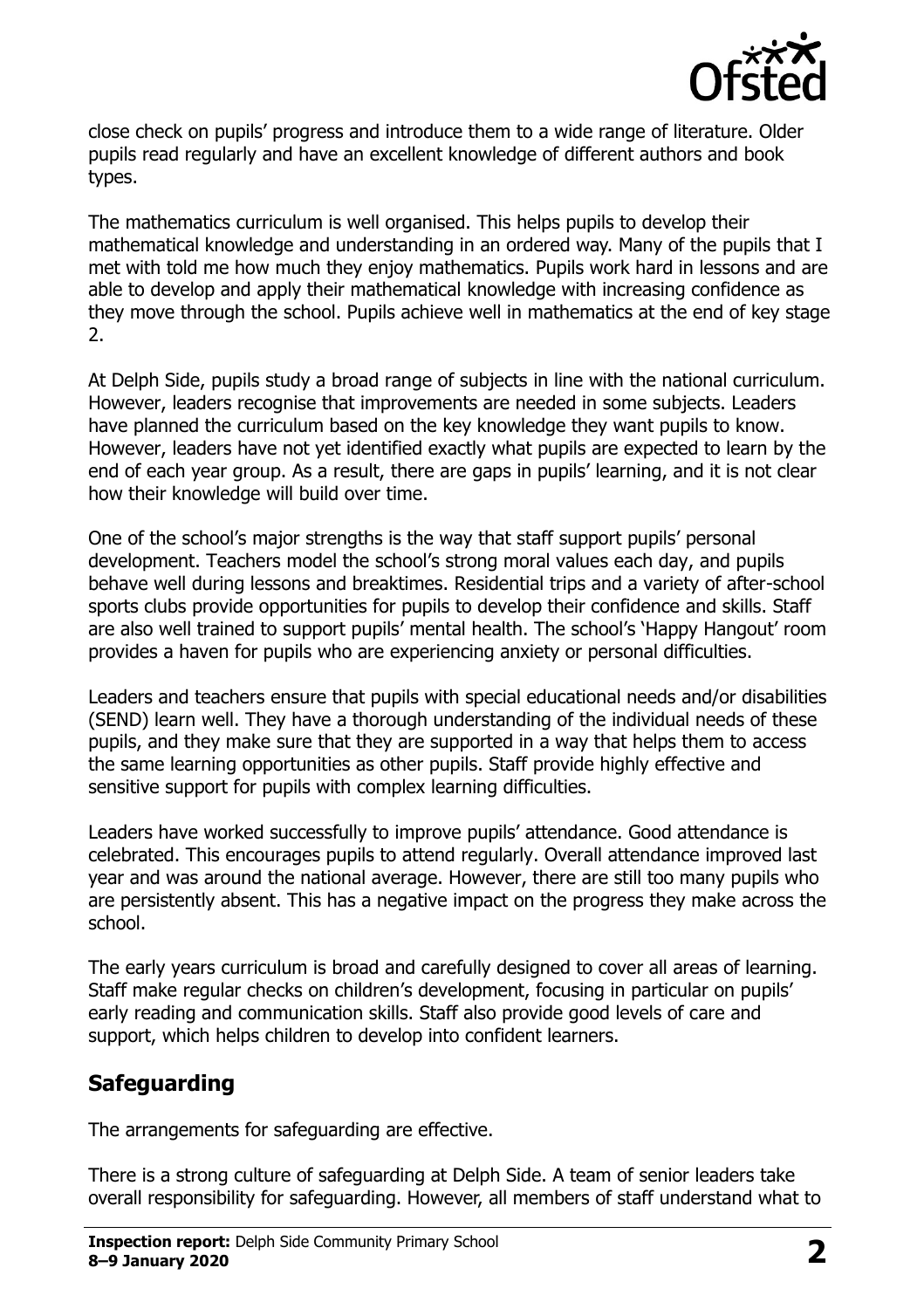close check on pupils' progress and introduce them to a wide range of literature. Older pupils read regularly and have an excellent knowledge of different authors and book types.

The mathematics curriculum is well organised. This helps pupils to develop their mathematical knowledge and understanding in an ordered way. Many of the pupils that I met with told me how much they enjoy mathematics. Pupils work hard in lessons and are able to develop and apply their mathematical knowledge with increasing confidence as they move through the school. Pupils achieve well in mathematics at the end of key stage 2.

At Delph Side, pupils study a broad range of subjects in line with the national curriculum. However, leaders recognise that improvements are needed in some subjects. Leaders have planned the curriculum based on the key knowledge they want pupils to know. However, leaders have not yet identified exactly what pupils are expected to learn by the end of each year group. As a result, there are gaps in pupils' learning, and it is not clear how their knowledge will build over time.

One of the school's major strengths is the way that staff support pupils' personal development. Teachers model the school's strong moral values each day, and pupils behave well during lessons and breaktimes. Residential trips and a variety of after-school sports clubs provide opportunities for pupils to develop their confidence and skills. Staff are also well trained to support pupils' mental health. The school's 'Happy Hangout' room provides a haven for pupils who are experiencing anxiety or personal difficulties.

Leaders and teachers ensure that pupils with special educational needs and/or disabilities (SEND) learn well. They have a thorough understanding of the individual needs of these pupils, and they make sure that they are supported in a way that helps them to access the same learning opportunities as other pupils. Staff provide highly effective and sensitive support for pupils with complex learning difficulties.

Leaders have worked successfully to improve pupils' attendance. Good attendance is celebrated. This encourages pupils to attend regularly. Overall attendance improved last year and was around the national average. However, there are still too many pupils who are persistently absent. This has a negative impact on the progress they make across the school.

The early years curriculum is broad and carefully designed to cover all areas of learning. Staff make regular checks on children's development, focusing in particular on pupils' early reading and communication skills. Staff also provide good levels of care and support, which helps children to develop into confident learners.

## Safeguarding

The arrangements for safeguarding are effective.

There is a strong culture of safeguarding at Delph Side. A team of senior leaders take overall responsibility for safeguarding. However, all members of staff understand what to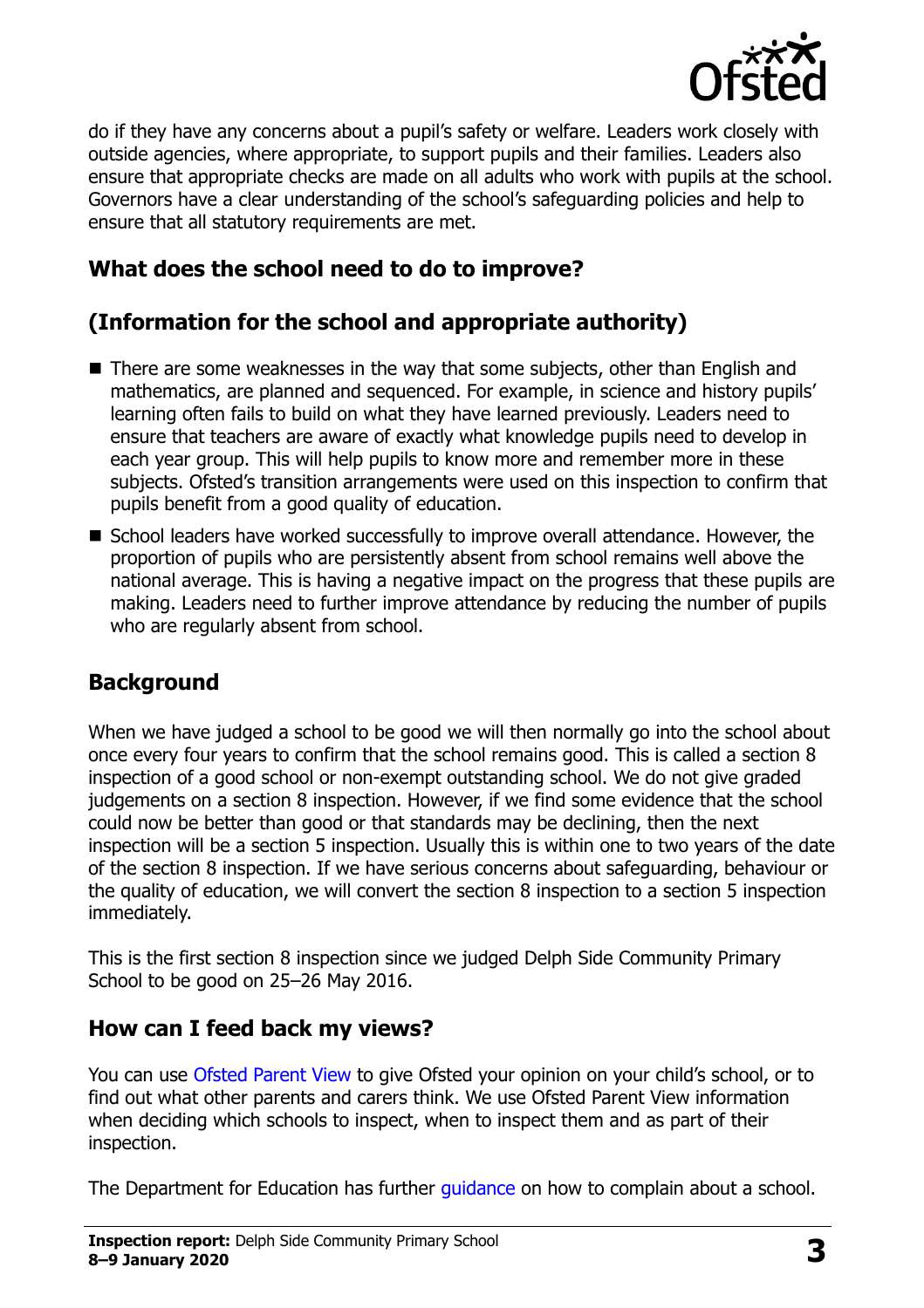do if they have any concerns about a pupil's safety or welfare. Leaders work closely with outside agencies, where appropriate, to support pupils and their families. Leaders also ensure that appropriate checks are made on all adults who work with pupils at the school. Governors have a clear understanding of the school's safeguarding policies and help to ensure that all statutory requirements are met.

## What does the school need to do to improve?

## (Information for the school and appropriate authority)

- There are some weaknesses in the way that some subjects, other than English and mathematics, are planned and sequenced. For example, in science and history pupils' learning often fails to build on what they have learned previously. Leaders need to ensure that teachers are aware of exactly what knowledge pupils need to develop in each year group. This will help pupils to know more and remember more in these subjects. Ofsted's transition arrangements were used on this inspection to confirm that pupils benefit from a good quality of education.
- School leaders have worked successfully to improve overall attendance. However, the proportion of pupils who are persistently absent from school remains well above the national average. This is having a negative impact on the progress that these pupils are making. Leaders need to further improve attendance by reducing the number of pupils who are regularly absent from school.

## Background

When we have judged a school to be good we will then normally go into the school about once every four years to confirm that the school remains good. This is called a section 8 inspection of a good school or non-exempt outstanding school. We do not give graded judgements on a section 8 inspection. However, if we find some evidence that the school could now be better than good or that standards may be declining, then the next inspection will be a section 5 inspection. Usually this is within one to two years of the date of the section 8 inspection. If we have serious concerns about safeguarding, behaviour or the quality of education, we will convert the section 8 inspection to a section 5 inspection immediately.

This is the first section 8 inspection since we judged Delph Side Community Primary School to be good on 25–26 May 2016.

## How can I feed back my views?

You can use Ofsted Parent View to give Ofsted your opinion on your child's school, or to find out what other parents and carers think. We use Ofsted Parent View information when deciding which schools to inspect, when to inspect them and as part of their inspection.

The Department for Education has further guidance on how to complain about a school.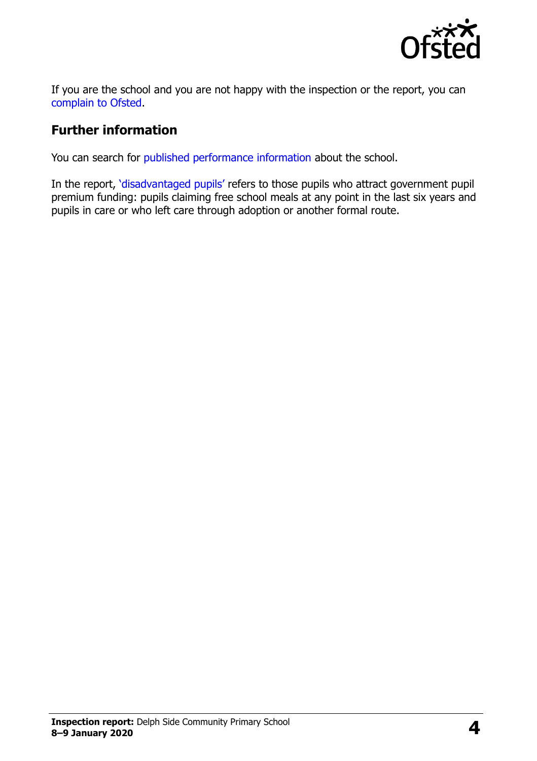If you are the school and you are not happy with the inspection or the report, you can complain to Ofsted.

## Further information

You can search for published performance information about the school.

In the report, 'disadvantaged pupils' refers to those pupils who attract government pupil premium funding: pupils claiming free school meals at any point in the last six years and pupils in care or who left care through adoption or another formal route.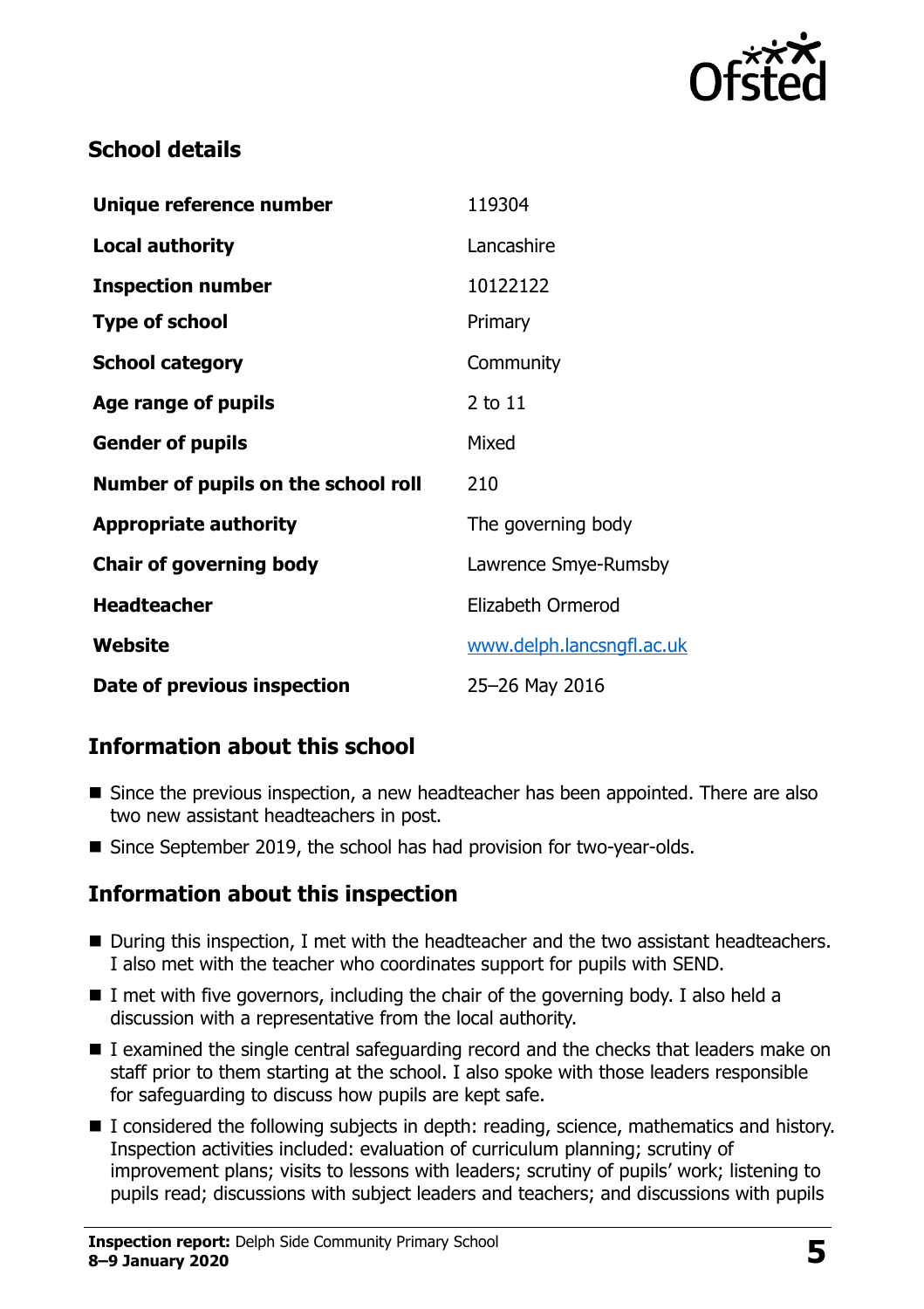## School details

| | |
|---|---|
| **Unique reference number** | 119304 |
| **Local authority** | Lancashire |
| **Inspection number** | 10122122 |
| **Type of school** | Primary |
| **School category** | Community |
| **Age range of pupils** | 2 to 11 |
| **Gender of pupils** | Mixed |
| **Number of pupils on the school roll** | 210 |
| **Appropriate authority** | The governing body |
| **Chair of governing body** | Lawrence Smye-Rumsby |
| **Headteacher** | Elizabeth Ormerod |
| **Website** | www.delph.lancsngfl.ac.uk |
| **Date of previous inspection** | 25–26 May 2016 |

## Information about this school

- Since the previous inspection, a new headteacher has been appointed. There are also two new assistant headteachers in post.
- Since September 2019, the school has had provision for two-year-olds.

## Information about this inspection

- During this inspection, I met with the headteacher and the two assistant headteachers. I also met with the teacher who coordinates support for pupils with SEND.
- I met with five governors, including the chair of the governing body. I also held a discussion with a representative from the local authority.
- I examined the single central safeguarding record and the checks that leaders make on staff prior to them starting at the school. I also spoke with those leaders responsible for safeguarding to discuss how pupils are kept safe.
- I considered the following subjects in depth: reading, science, mathematics and history. Inspection activities included: evaluation of curriculum planning; scrutiny of improvement plans; visits to lessons with leaders; scrutiny of pupils' work; listening to pupils read; discussions with subject leaders and teachers; and discussions with pupils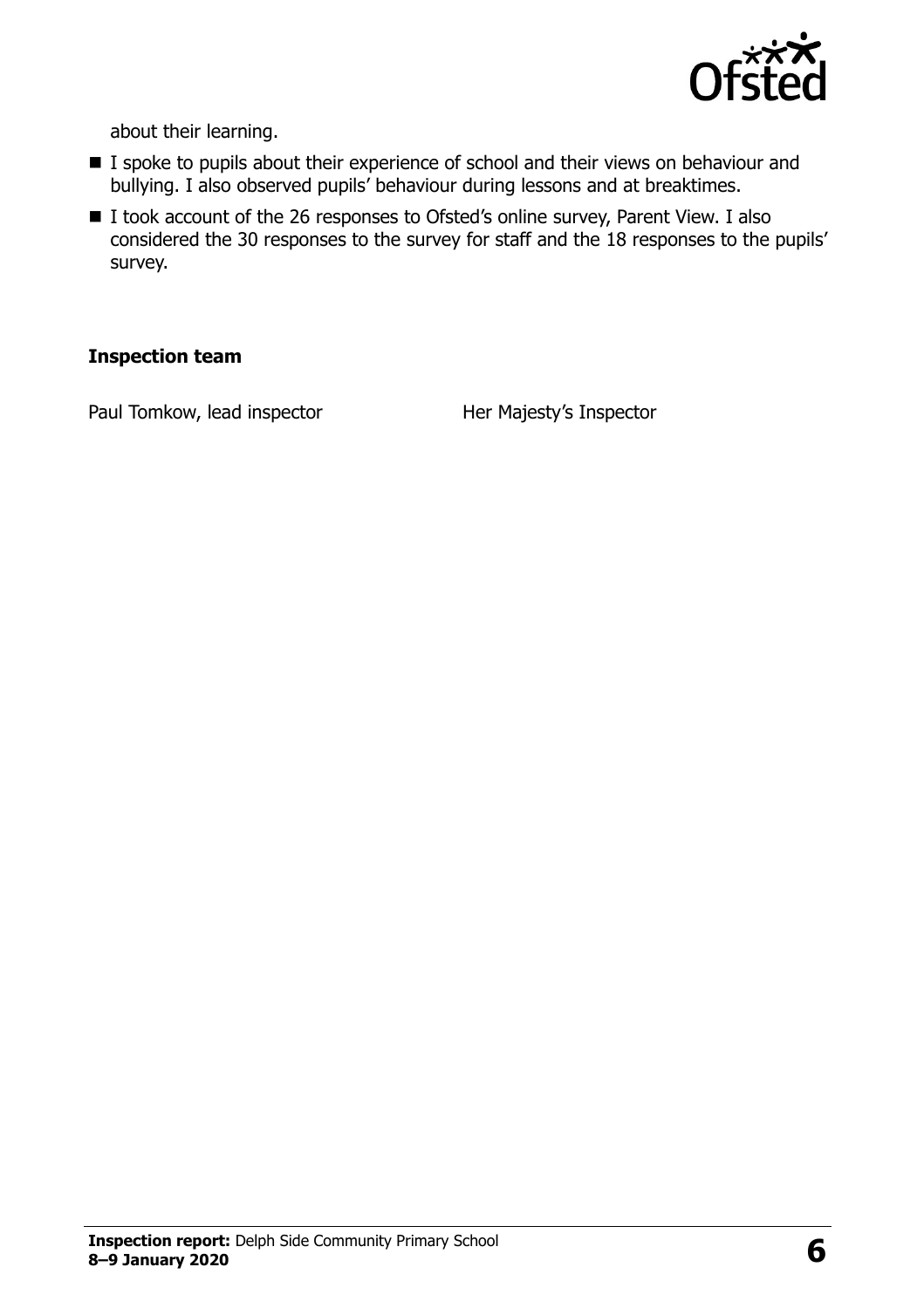about their learning.

- I spoke to pupils about their experience of school and their views on behaviour and bullying. I also observed pupils' behaviour during lessons and at breaktimes.
- I took account of the 26 responses to Ofsted's online survey, Parent View. I also considered the 30 responses to the survey for staff and the 18 responses to the pupils' survey.

### Inspection team

| | |
|---|---|
| Paul Tomkow, lead inspector | Her Majesty's Inspector |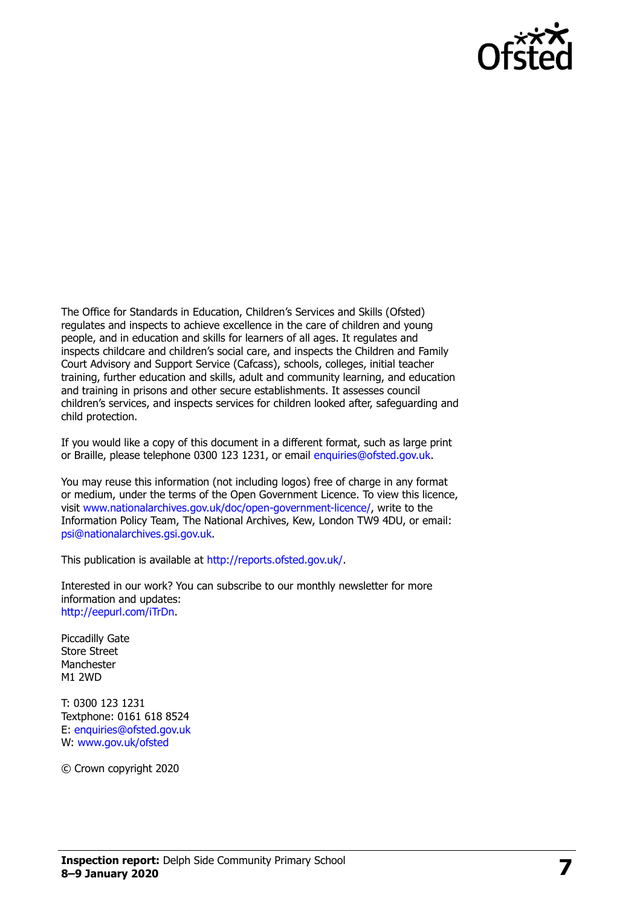The Office for Standards in Education, Children's Services and Skills (Ofsted) regulates and inspects to achieve excellence in the care of children and young people, and in education and skills for learners of all ages. It regulates and inspects childcare and children's social care, and inspects the Children and Family Court Advisory and Support Service (Cafcass), schools, colleges, initial teacher training, further education and skills, adult and community learning, and education and training in prisons and other secure establishments. It assesses council children's services, and inspects services for children looked after, safeguarding and child protection.

If you would like a copy of this document in a different format, such as large print or Braille, please telephone 0300 123 1231, or email enquiries@ofsted.gov.uk.

You may reuse this information (not including logos) free of charge in any format or medium, under the terms of the Open Government Licence. To view this licence, visit www.nationalarchives.gov.uk/doc/open-government-licence/, write to the Information Policy Team, The National Archives, Kew, London TW9 4DU, or email: psi@nationalarchives.gsi.gov.uk.

This publication is available at http://reports.ofsted.gov.uk/.

Interested in our work? You can subscribe to our monthly newsletter for more information and updates:
http://eepurl.com/iTrDn.

Piccadilly Gate
Store Street
Manchester
M1 2WD

T: 0300 123 1231
Textphone: 0161 618 8524
E: enquiries@ofsted.gov.uk
W: www.gov.uk/ofsted

© Crown copyright 2020